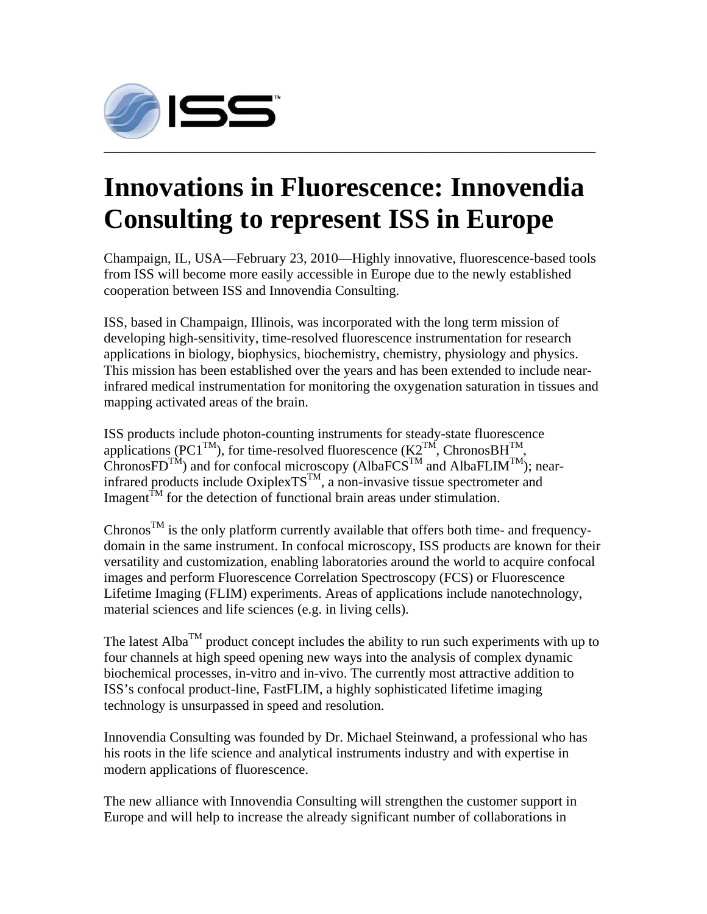# Innovations in Fluorescence: Innovendia Consulting to represent ISS in Europe

Champaign, IL, USA—February 23, 2010—Highly innovative, fluorescence-based tools from ISS will become more easily accessible in Europe due to the newly established cooperation between ISS and Innovendia Consulting.

ISS, based in Champaign, Illinois, was incorporated with the long term mission of developing high-sensitivity, time-resolved fluorescence instrumentation for research applications in biology, biophysics, biochemistry, chemistry, physiology and physics. This mission has been established over the years and has been extended to include near-infrared medical instrumentation for monitoring the oxygenation saturation in tissues and mapping activated areas of the brain.

ISS products include photon-counting instruments for steady-state fluorescence applications (PC1™), for time-resolved fluorescence (K2™, ChronosBH™, ChronosFD™) and for confocal microscopy (AlbaFCS™ and AlbaFLIM™); near-infrared products include OxiplexTS™, a non-invasive tissue spectrometer and Imagent™ for the detection of functional brain areas under stimulation.

Chronos™ is the only platform currently available that offers both time- and frequency-domain in the same instrument. In confocal microscopy, ISS products are known for their versatility and customization, enabling laboratories around the world to acquire confocal images and perform Fluorescence Correlation Spectroscopy (FCS) or Fluorescence Lifetime Imaging (FLIM) experiments. Areas of applications include nanotechnology, material sciences and life sciences (e.g. in living cells).

The latest Alba™ product concept includes the ability to run such experiments with up to four channels at high speed opening new ways into the analysis of complex dynamic biochemical processes, in-vitro and in-vivo. The currently most attractive addition to ISS's confocal product-line, FastFLIM, a highly sophisticated lifetime imaging technology is unsurpassed in speed and resolution.

Innovendia Consulting was founded by Dr. Michael Steinwand, a professional who has his roots in the life science and analytical instruments industry and with expertise in modern applications of fluorescence.

The new alliance with Innovendia Consulting will strengthen the customer support in Europe and will help to increase the already significant number of collaborations in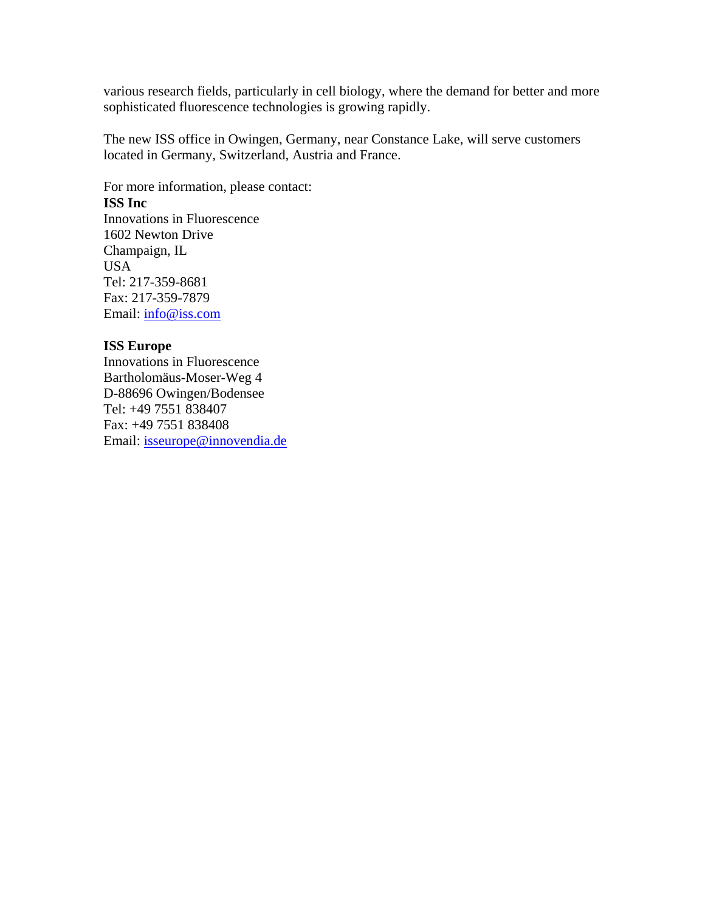various research fields, particularly in cell biology, where the demand for better and more sophisticated fluorescence technologies is growing rapidly.

The new ISS office in Owingen, Germany, near Constance Lake, will serve customers located in Germany, Switzerland, Austria and France.

For more information, please contact:
**ISS Inc**
Innovations in Fluorescence
1602 Newton Drive
Champaign, IL
USA
Tel: 217-359-8681
Fax: 217-359-7879
Email: info@iss.com

**ISS Europe**
Innovations in Fluorescence
Bartholomäus-Moser-Weg 4
D-88696 Owingen/Bodensee
Tel: +49 7551 838407
Fax: +49 7551 838408
Email: isseurope@innovendia.de